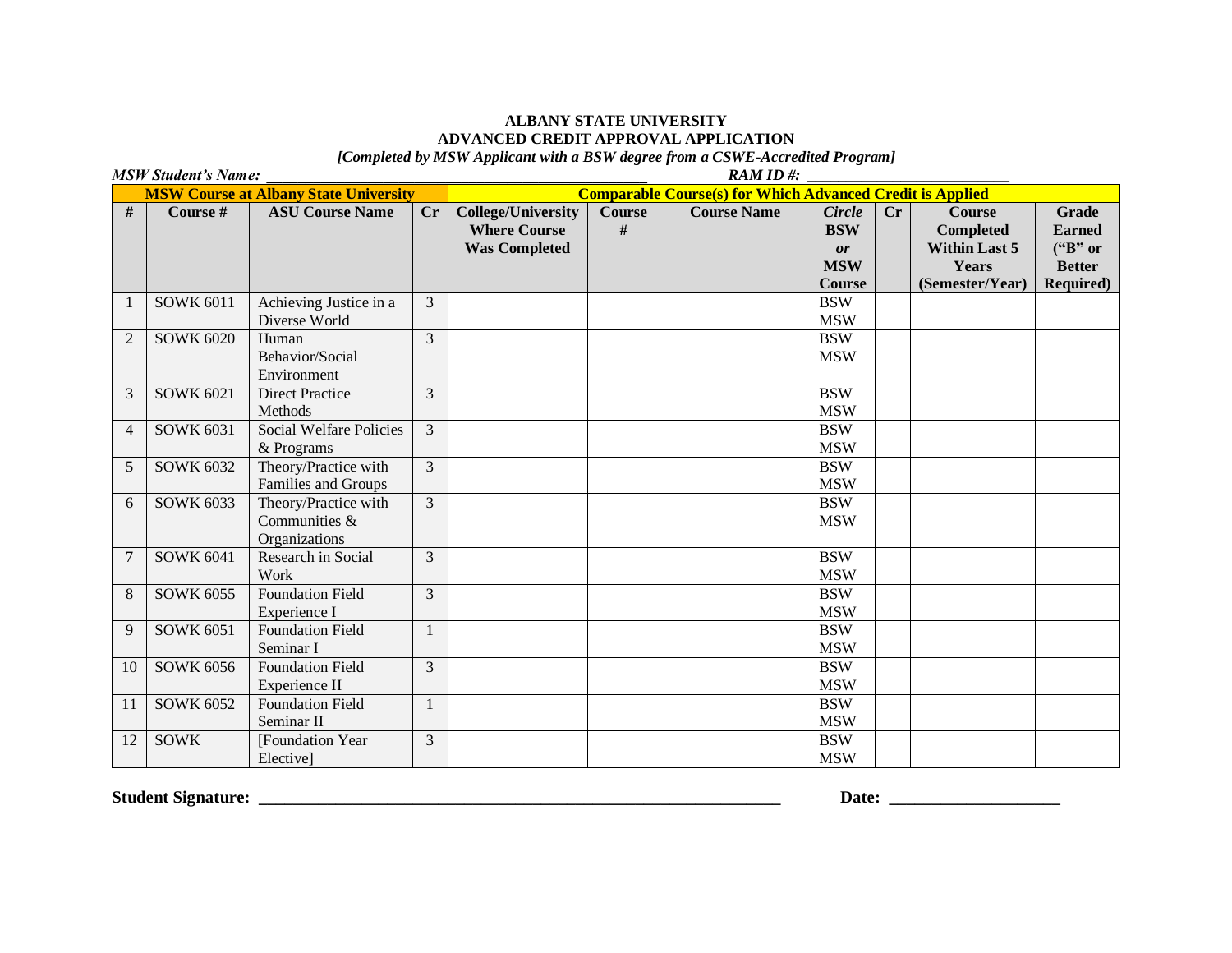**ALBANY STATE UNIVERSITY**
**ADVANCED CREDIT APPROVAL APPLICATION**
***[Completed by MSW Applicant with a BSW degree from a CSWE-Accredited Program]***

***MSW Student's Name:*** ____________________________________________ ***RAM ID #:*** ________________________

| **MSW Course at Albany State University** | | | | **Comparable Course(s) for Which Advanced Credit is Applied** | | | | | | |
|---|---|---|---|---|---|---|---|---|---|---|
| **#** | **Course #** | **ASU Course Name** | **Cr** | **College/University Where Course Was Completed** | **Course #** | **Course Name** | ***Circle* BSW *or* MSW Course** | **Cr** | **Course Completed Within Last 5 Years (Semester/Year)** | **Grade Earned ("B" or Better Required)** |
| 1 | SOWK 6011 | Achieving Justice in a Diverse World | 3 | | | | BSW MSW | | | |
| 2 | SOWK 6020 | Human Behavior/Social Environment | 3 | | | | BSW MSW | | | |
| 3 | SOWK 6021 | Direct Practice Methods | 3 | | | | BSW MSW | | | |
| 4 | SOWK 6031 | Social Welfare Policies & Programs | 3 | | | | BSW MSW | | | |
| 5 | SOWK 6032 | Theory/Practice with Families and Groups | 3 | | | | BSW MSW | | | |
| 6 | SOWK 6033 | Theory/Practice with Communities & Organizations | 3 | | | | BSW MSW | | | |
| 7 | SOWK 6041 | Research in Social Work | 3 | | | | BSW MSW | | | |
| 8 | SOWK 6055 | Foundation Field Experience I | 3 | | | | BSW MSW | | | |
| 9 | SOWK 6051 | Foundation Field Seminar I | 1 | | | | BSW MSW | | | |
| 10 | SOWK 6056 | Foundation Field Experience II | 3 | | | | BSW MSW | | | |
| 11 | SOWK 6052 | Foundation Field Seminar II | 1 | | | | BSW MSW | | | |
| 12 | SOWK | [Foundation Year Elective] | 3 | | | | BSW MSW | | | |

**Student Signature:** ____________________________________________ **Date:** ____________________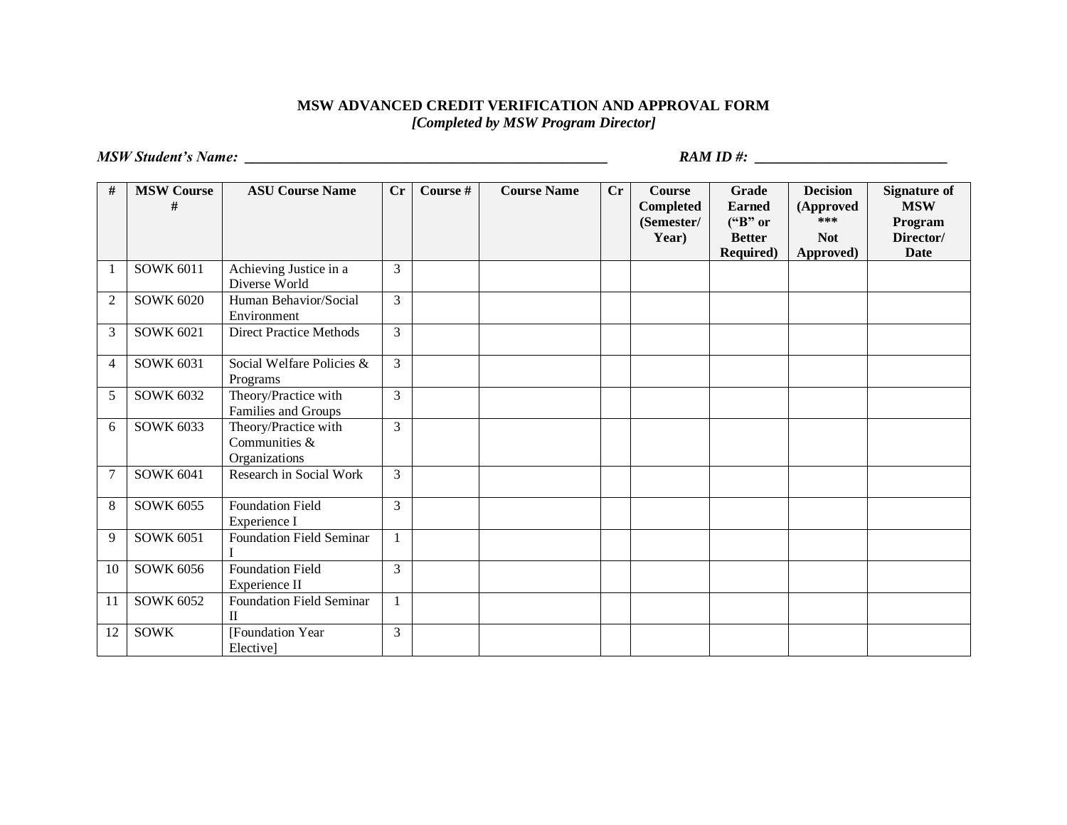**MSW ADVANCED CREDIT VERIFICATION AND APPROVAL FORM**
***[Completed by MSW Program Director]***

***MSW Student's Name:*** ___________________________________________________ ***RAM ID #:*** ___________________________

| # | MSW Course # | ASU Course Name | Cr | Course # | Course Name | Cr | Course Completed (Semester/ Year) | Grade Earned ("B" or Better Required) | Decision (Approved *** Not Approved) | Signature of MSW Program Director/ Date |
|---|---|---|---|---|---|---|---|---|---|---|
| 1 | SOWK 6011 | Achieving Justice in a Diverse World | 3 | | | | | | | |
| 2 | SOWK 6020 | Human Behavior/Social Environment | 3 | | | | | | | |
| 3 | SOWK 6021 | Direct Practice Methods | 3 | | | | | | | |
| 4 | SOWK 6031 | Social Welfare Policies & Programs | 3 | | | | | | | |
| 5 | SOWK 6032 | Theory/Practice with Families and Groups | 3 | | | | | | | |
| 6 | SOWK 6033 | Theory/Practice with Communities & Organizations | 3 | | | | | | | |
| 7 | SOWK 6041 | Research in Social Work | 3 | | | | | | | |
| 8 | SOWK 6055 | Foundation Field Experience I | 3 | | | | | | | |
| 9 | SOWK 6051 | Foundation Field Seminar I | 1 | | | | | | | |
| 10 | SOWK 6056 | Foundation Field Experience II | 3 | | | | | | | |
| 11 | SOWK 6052 | Foundation Field Seminar II | 1 | | | | | | | |
| 12 | SOWK | [Foundation Year Elective] | 3 | | | | | | | |